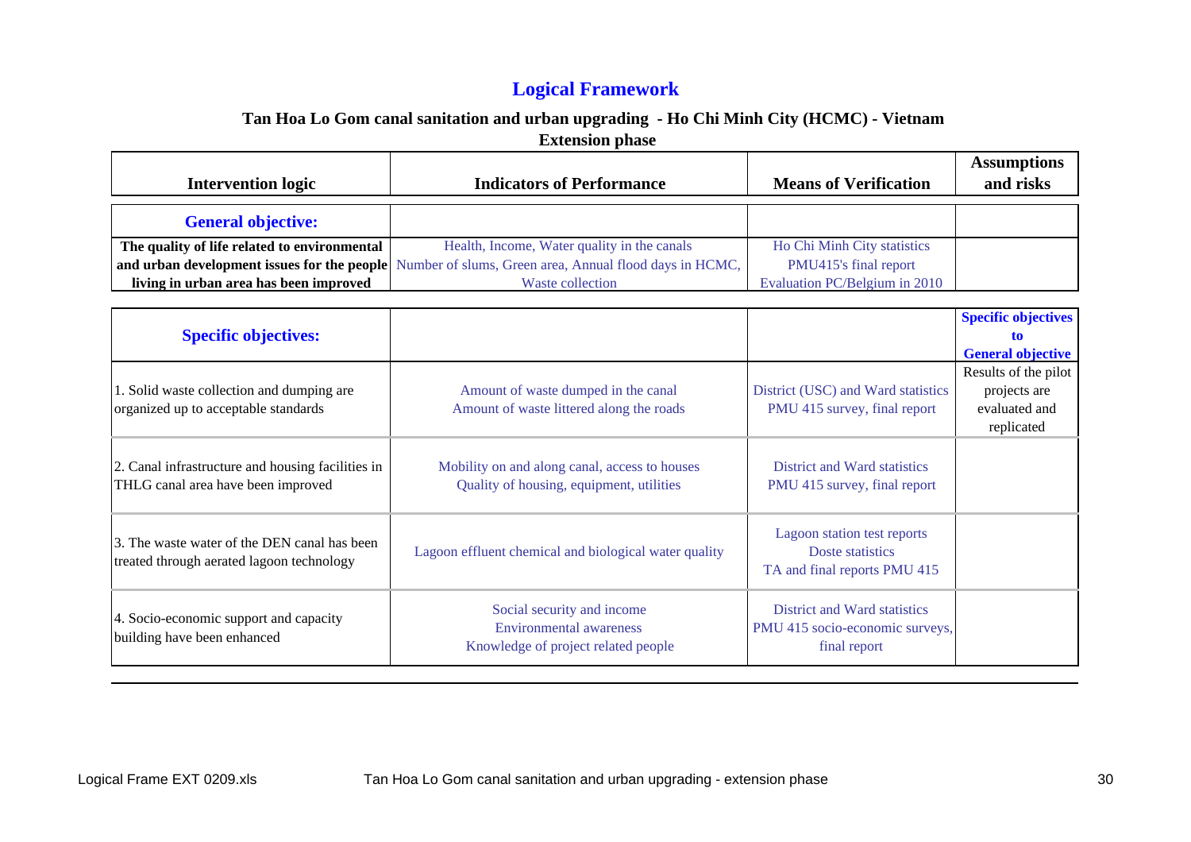# Logical Framework

## Tan Hoa Lo Gom canal sanitation and urban upgrading - Ho Chi Minh City (HCMC) - Vietnam

### Extension phase

| Intervention logic | Indicators of Performance | Means of Verification | Assumptions and risks |
|---|---|---|---|
| **General objective:** | | | |
| **The quality of life related to environmental and urban development issues for the people living in urban area has been improved** | Health, Income, Water quality in the canals<br>Number of slums, Green area, Annual flood days in HCMC, Waste collection | Ho Chi Minh City statistics<br>PMU415's final report<br>Evaluation PC/Belgium in 2010 | |
| **Specific objectives:** | | | **Specific objectives to General objective** |
| 1. Solid waste collection and dumping are organized up to acceptable standards | Amount of waste dumped in the canal<br>Amount of waste littered along the roads | District (USC) and Ward statistics<br>PMU 415 survey, final report | Results of the pilot projects are evaluated and replicated |
| 2. Canal infrastructure and housing facilities in THLG canal area have been improved | Mobility on and along canal, access to houses<br>Quality of housing, equipment, utilities | District and Ward statistics<br>PMU 415 survey, final report | |
| 3. The waste water of the DEN canal has been treated through aerated lagoon technology | Lagoon effluent chemical and biological water quality | Lagoon station test reports<br>Doste statistics<br>TA and final reports PMU 415 | |
| 4. Socio-economic support and capacity building have been enhanced | Social security and income<br>Environmental awareness<br>Knowledge of project related people | District and Ward statistics<br>PMU 415 socio-economic surveys, final report | |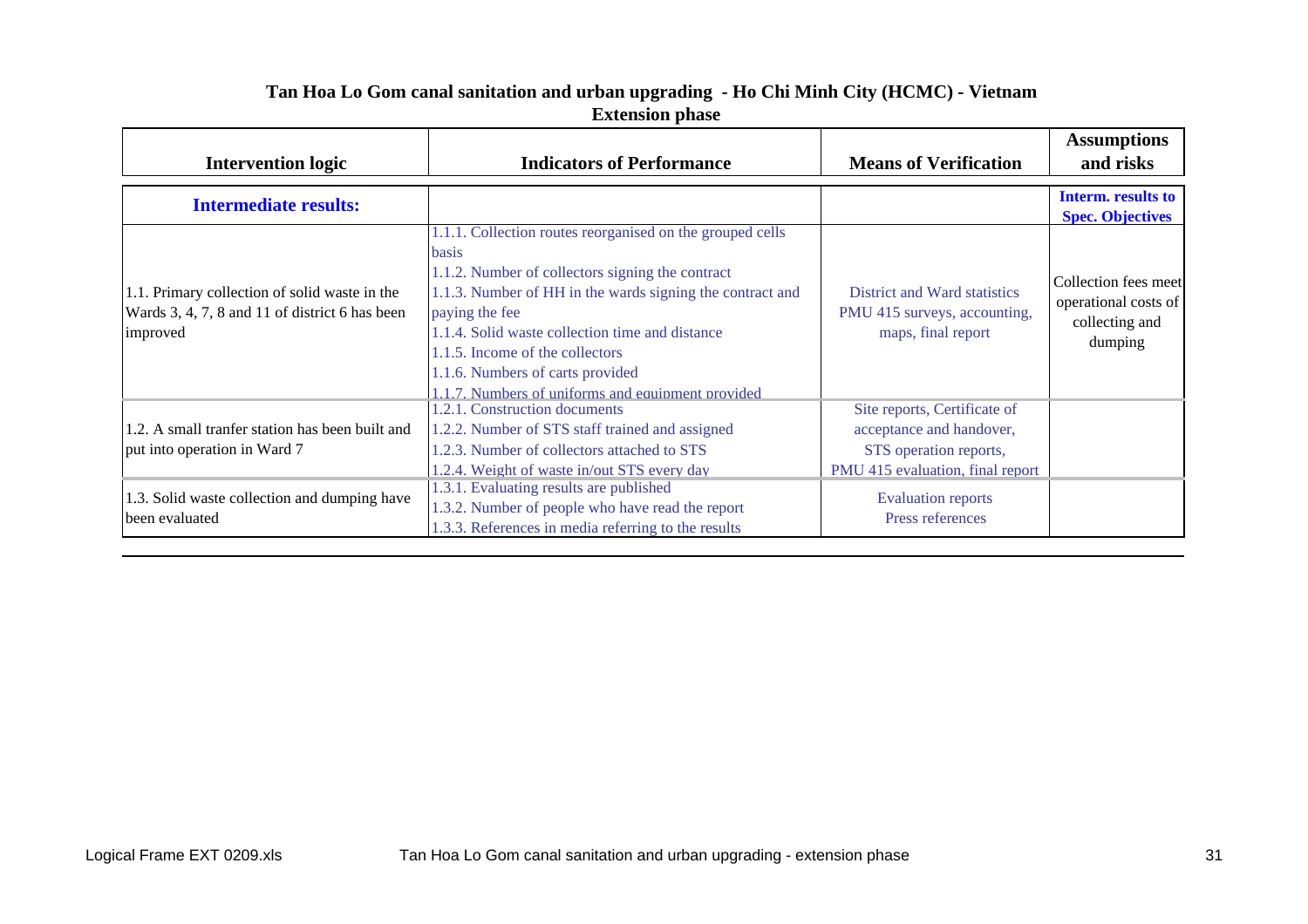## Tan Hoa Lo Gom canal sanitation and urban upgrading - Ho Chi Minh City (HCMC) - Vietnam

### Extension phase

| Intervention logic | Indicators of Performance | Means of Verification | Assumptions and risks |
|---|---|---|---|
| **Intermediate results:** | | | **Interm. results to Spec. Objectives** |
| 1.1. Primary collection of solid waste in the Wards 3, 4, 7, 8 and 11 of district 6 has been improved | 1.1.1. Collection routes reorganised on the grouped cells basis<br>1.1.2. Number of collectors signing the contract<br>1.1.3. Number of HH in the wards signing the contract and paying the fee<br>1.1.4. Solid waste collection time and distance<br>1.1.5. Income of the collectors<br>1.1.6. Numbers of carts provided<br>1.1.7. Numbers of uniforms and equipment provided | District and Ward statistics<br>PMU 415 surveys, accounting, maps, final report | Collection fees meet operational costs of collecting and dumping |
| 1.2. A small tranfer station has been built and put into operation in Ward 7 | 1.2.1. Construction documents<br>1.2.2. Number of STS staff trained and assigned<br>1.2.3. Number of collectors attached to STS<br>1.2.4. Weight of waste in/out STS every day | Site reports, Certificate of acceptance and handover, STS operation reports, PMU 415 evaluation, final report | |
| 1.3. Solid waste collection and dumping have been evaluated | 1.3.1. Evaluating results are published<br>1.3.2. Number of people who have read the report<br>1.3.3. References in media referring to the results | Evaluation reports<br>Press references | |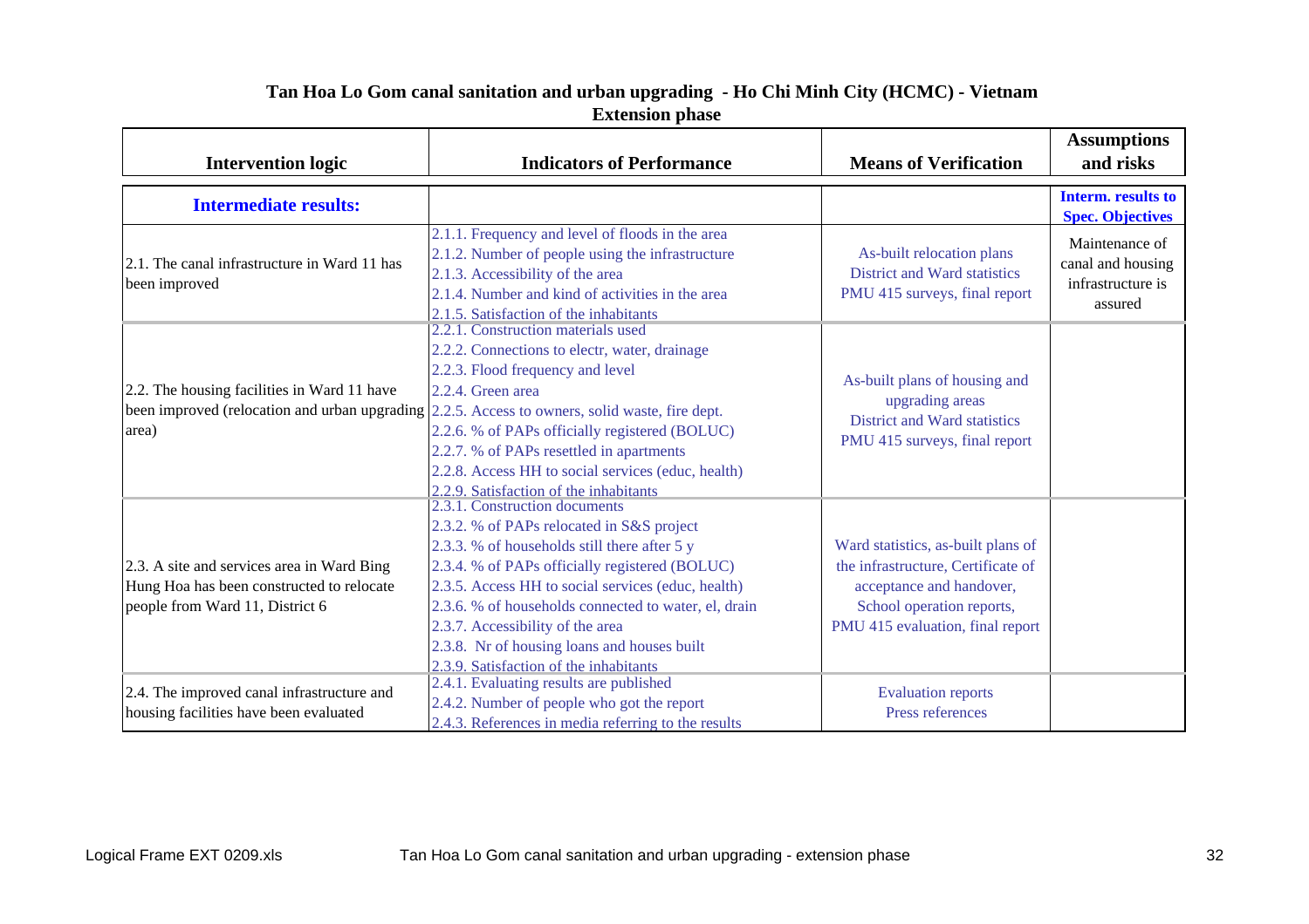## Tan Hoa Lo Gom canal sanitation and urban upgrading - Ho Chi Minh City (HCMC) - Vietnam
### Extension phase

| Intervention logic | Indicators of Performance | Means of Verification | Assumptions and risks |
|---|---|---|---|
| **Intermediate results:** | | | **Interm. results to Spec. Objectives** |
| 2.1. The canal infrastructure in Ward 11 has been improved | 2.1.1. Frequency and level of floods in the area<br>2.1.2. Number of people using the infrastructure<br>2.1.3. Accessibility of the area<br>2.1.4. Number and kind of activities in the area<br>2.1.5. Satisfaction of the inhabitants | As-built relocation plans<br>District and Ward statistics<br>PMU 415 surveys, final report | Maintenance of canal and housing infrastructure is assured |
| 2.2. The housing facilities in Ward 11 have been improved (relocation and urban upgrading area) | 2.2.1. Construction materials used<br>2.2.2. Connections to electr, water, drainage<br>2.2.3. Flood frequency and level<br>2.2.4. Green area<br>2.2.5. Access to owners, solid waste, fire dept.<br>2.2.6. % of PAPs officially registered (BOLUC)<br>2.2.7. % of PAPs resettled in apartments<br>2.2.8. Access HH to social services (educ, health)<br>2.2.9. Satisfaction of the inhabitants | As-built plans of housing and upgrading areas<br>District and Ward statistics<br>PMU 415 surveys, final report | |
| 2.3. A site and services area in Ward Bing Hung Hoa has been constructed to relocate people from Ward 11, District 6 | 2.3.1. Construction documents<br>2.3.2. % of PAPs relocated in S&S project<br>2.3.3. % of households still there after 5 y<br>2.3.4. % of PAPs officially registered (BOLUC)<br>2.3.5. Access HH to social services (educ, health)<br>2.3.6. % of households connected to water, el, drain<br>2.3.7. Accessibility of the area<br>2.3.8. Nr of housing loans and houses built<br>2.3.9. Satisfaction of the inhabitants | Ward statistics, as-built plans of the infrastructure, Certificate of acceptance and handover, School operation reports, PMU 415 evaluation, final report | |
| 2.4. The improved canal infrastructure and housing facilities have been evaluated | 2.4.1. Evaluating results are published<br>2.4.2. Number of people who got the report<br>2.4.3. References in media referring to the results | Evaluation reports<br>Press references | |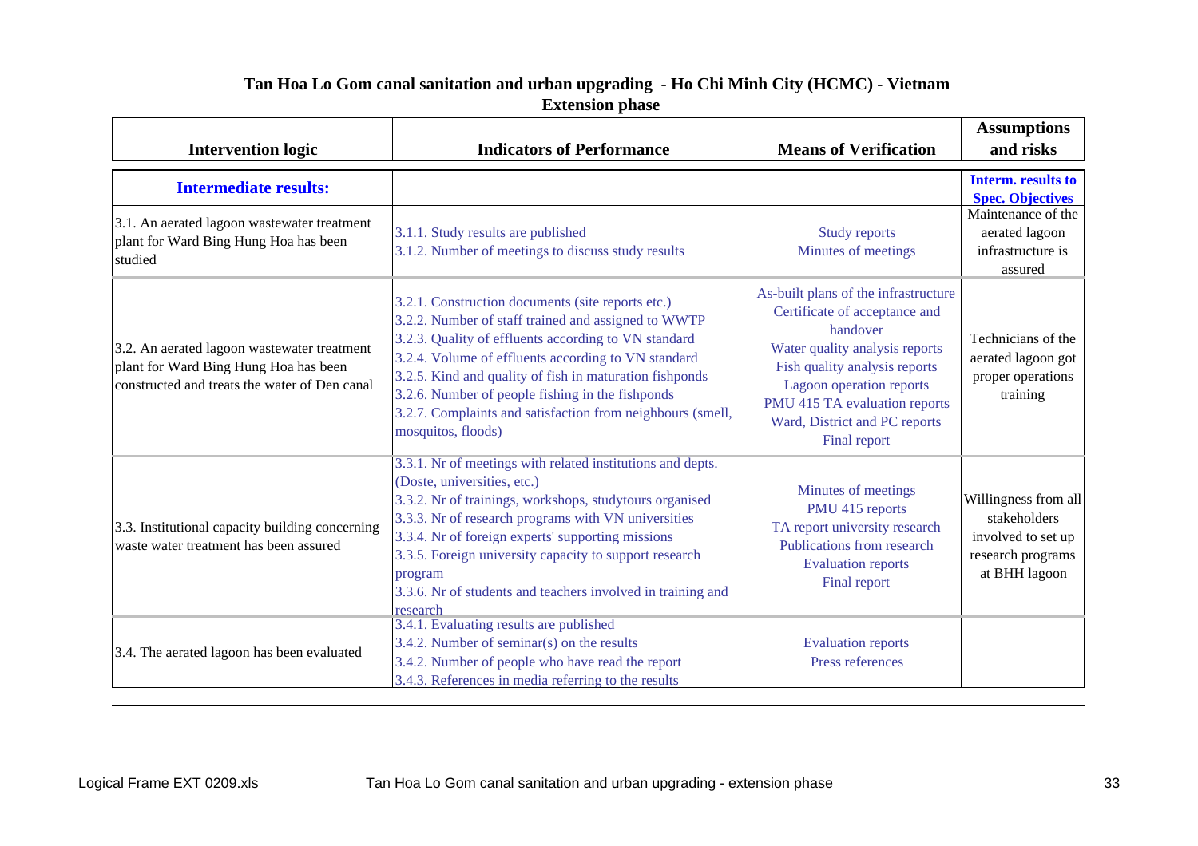## Tan Hoa Lo Gom canal sanitation and urban upgrading - Ho Chi Minh City (HCMC) - Vietnam

### Extension phase

| Intervention logic | Indicators of Performance | Means of Verification | Assumptions and risks |
|---|---|---|---|
| **Intermediate results:** | | | **Interm. results to Spec. Objectives** |
| 3.1. An aerated lagoon wastewater treatment plant for Ward Bing Hung Hoa has been studied | 3.1.1. Study results are published<br>3.1.2. Number of meetings to discuss study results | Study reports<br>Minutes of meetings | Maintenance of the aerated lagoon infrastructure is assured |
| 3.2. An aerated lagoon wastewater treatment plant for Ward Bing Hung Hoa has been constructed and treats the water of Den canal | 3.2.1. Construction documents (site reports etc.)<br>3.2.2. Number of staff trained and assigned to WWTP<br>3.2.3. Quality of effluents according to VN standard<br>3.2.4. Volume of effluents according to VN standard<br>3.2.5. Kind and quality of fish in maturation fishponds<br>3.2.6. Number of people fishing in the fishponds<br>3.2.7. Complaints and satisfaction from neighbours (smell, mosquitos, floods) | As-built plans of the infrastructure<br>Certificate of acceptance and handover<br>Water quality analysis reports<br>Fish quality analysis reports<br>Lagoon operation reports<br>PMU 415 TA evaluation reports<br>Ward, District and PC reports<br>Final report | Technicians of the aerated lagoon got proper operations training |
| 3.3. Institutional capacity building concerning waste water treatment has been assured | 3.3.1. Nr of meetings with related institutions and depts. (Doste, universities, etc.)<br>3.3.2. Nr of trainings, workshops, studytours organised<br>3.3.3. Nr of research programs with VN universities<br>3.3.4. Nr of foreign experts' supporting missions<br>3.3.5. Foreign university capacity to support research program<br>3.3.6. Nr of students and teachers involved in training and research | Minutes of meetings<br>PMU 415 reports<br>TA report university research<br>Publications from research<br>Evaluation reports<br>Final report | Willingness from all stakeholders involved to set up research programs at BHH lagoon |
| 3.4. The aerated lagoon has been evaluated | 3.4.1. Evaluating results are published<br>3.4.2. Number of seminar(s) on the results<br>3.4.2. Number of people who have read the report<br>3.4.3. References in media referring to the results | Evaluation reports<br>Press references | |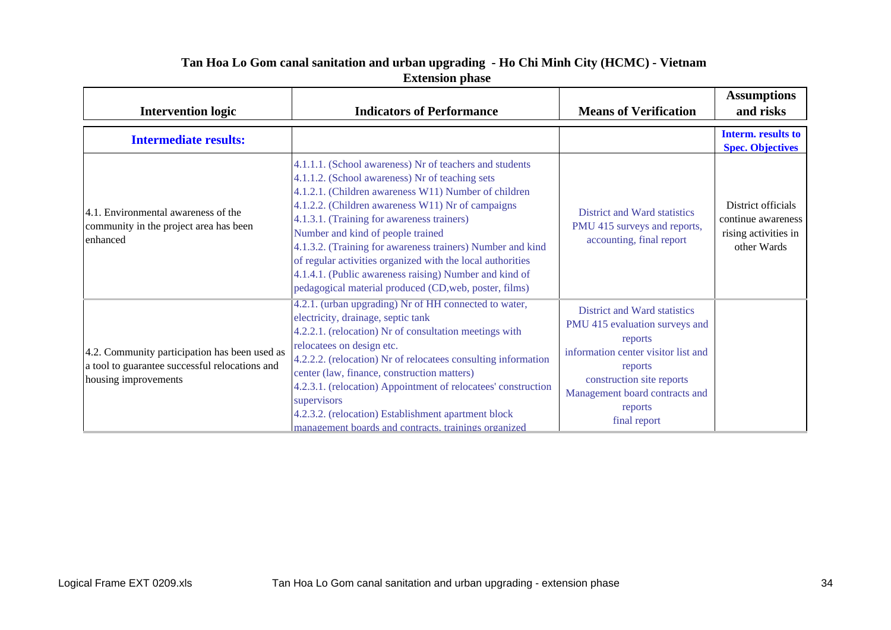## Tan Hoa Lo Gom canal sanitation and urban upgrading - Ho Chi Minh City (HCMC) - Vietnam
### Extension phase

| Intervention logic | Indicators of Performance | Means of Verification | Assumptions and risks |
|---|---|---|---|
| **Intermediate results:** | | | **Interm. results to Spec. Objectives** |
| 4.1. Environmental awareness of the community in the project area has been enhanced | 4.1.1.1. (School awareness) Nr of teachers and students<br>4.1.1.2. (School awareness) Nr of teaching sets<br>4.1.2.1. (Children awareness W11) Number of children<br>4.1.2.2. (Children awareness W11) Nr of campaigns<br>4.1.3.1. (Training for awareness trainers) Number and kind of people trained<br>4.1.3.2. (Training for awareness trainers) Number and kind of regular activities organized with the local authorities<br>4.1.4.1. (Public awareness raising) Number and kind of pedagogical material produced (CD,web, poster, films) | District and Ward statistics<br>PMU 415 surveys and reports, accounting, final report | District officials continue awareness rising activities in other Wards |
| 4.2. Community participation has been used as a tool to guarantee successful relocations and housing improvements | 4.2.1. (urban upgrading) Nr of HH connected to water, electricity, drainage, septic tank<br>4.2.2.1. (relocation) Nr of consultation meetings with relocatees on design etc.<br>4.2.2.2. (relocation) Nr of relocatees consulting information center (law, finance, construction matters)<br>4.2.3.1. (relocation) Appointment of relocatees' construction supervisors<br>4.2.3.2. (relocation) Establishment apartment block management boards and contracts, trainings organized | District and Ward statistics<br>PMU 415 evaluation surveys and reports<br>information center visitor list and reports<br>construction site reports<br>Management board contracts and reports<br>final report | |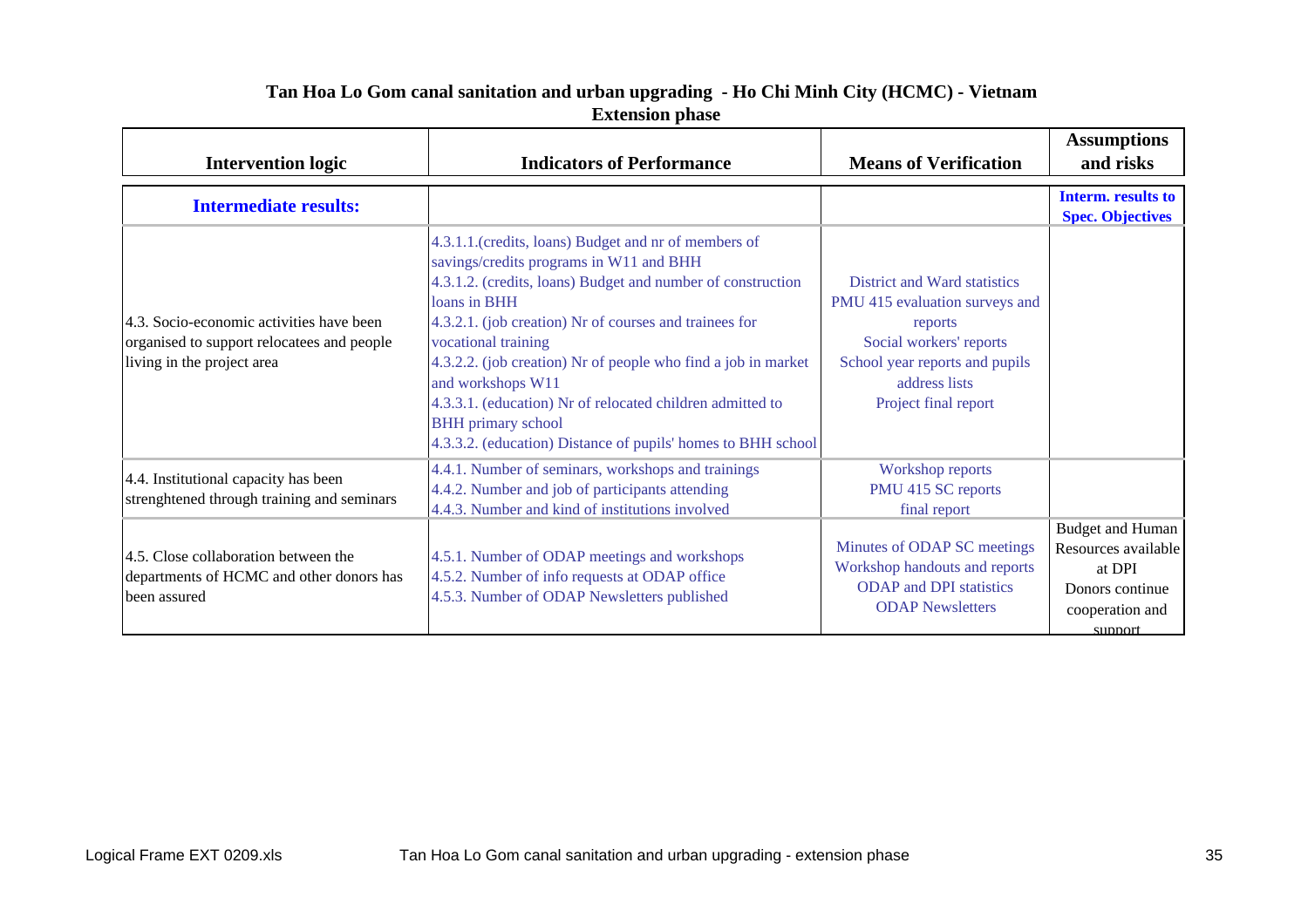# Tan Hoa Lo Gom canal sanitation and urban upgrading - Ho Chi Minh City (HCMC) - Vietnam

## Extension phase

| Intervention logic | Indicators of Performance | Means of Verification | Assumptions and risks |
|---|---|---|---|
| **Intermediate results:** | | | **Interm. results to Spec. Objectives** |
| 4.3. Socio-economic activities have been organised to support relocatees and people living in the project area | 4.3.1.1.(credits, loans) Budget and nr of members of savings/credits programs in W11 and BHH<br>4.3.1.2. (credits, loans) Budget and number of construction loans in BHH<br>4.3.2.1. (job creation) Nr of courses and trainees for vocational training<br>4.3.2.2. (job creation) Nr of people who find a job in market and workshops W11<br>4.3.3.1. (education) Nr of relocated children admitted to BHH primary school<br>4.3.3.2. (education) Distance of pupils' homes to BHH school | District and Ward statistics<br>PMU 415 evaluation surveys and reports<br>Social workers' reports<br>School year reports and pupils address lists<br>Project final report | |
| 4.4. Institutional capacity has been strenghtened through training and seminars | 4.4.1. Number of seminars, workshops and trainings<br>4.4.2. Number and job of participants attending<br>4.4.3. Number and kind of institutions involved | Workshop reports<br>PMU 415 SC reports<br>final report | |
| 4.5. Close collaboration between the departments of HCMC and other donors has been assured | 4.5.1. Number of ODAP meetings and workshops<br>4.5.2. Number of info requests at ODAP office<br>4.5.3. Number of ODAP Newsletters published | Minutes of ODAP SC meetings<br>Workshop handouts and reports<br>ODAP and DPI statistics<br>ODAP Newsletters | Budget and Human Resources available at DPI<br>Donors continue cooperation and support |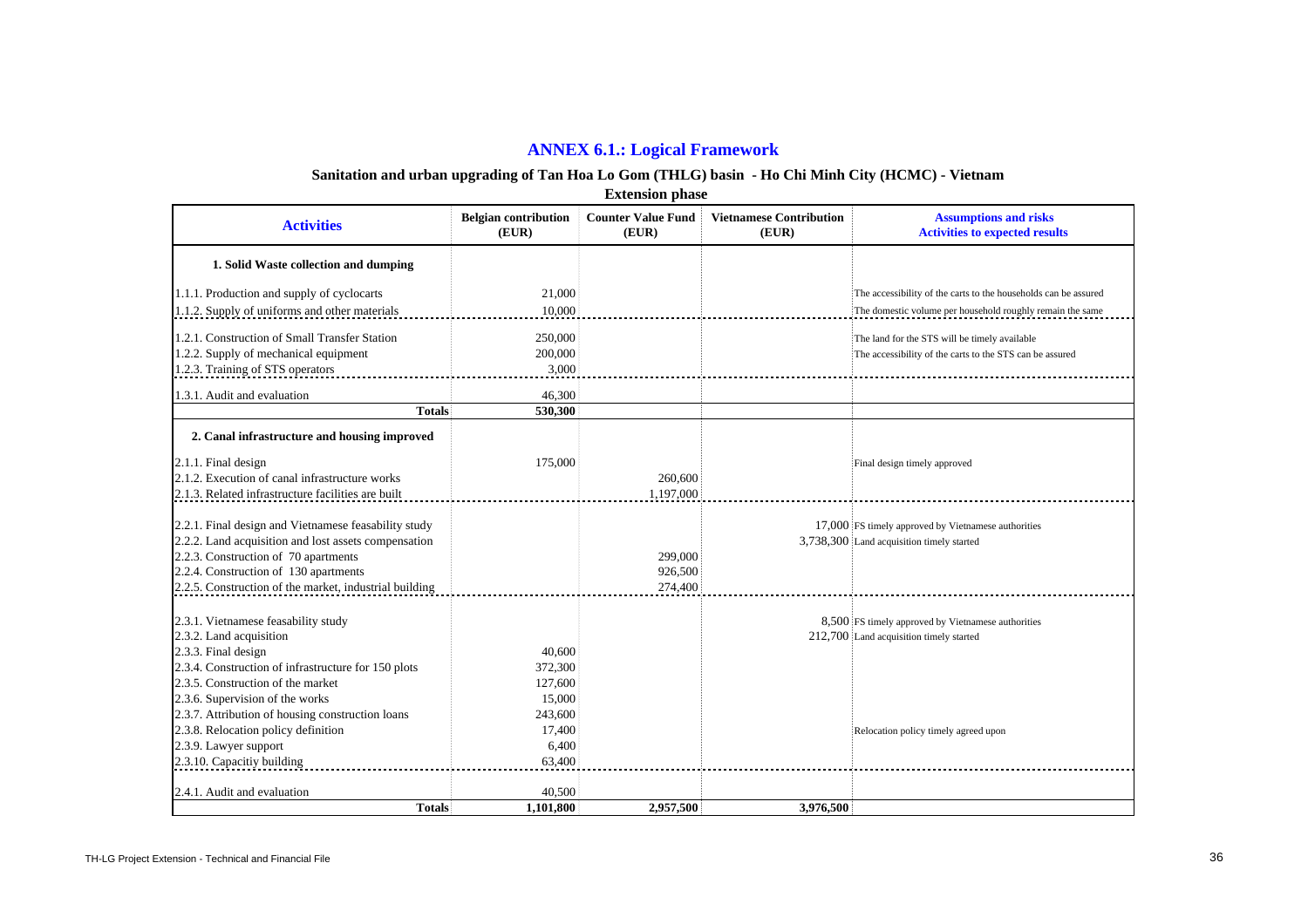# ANNEX 6.1.: Logical Framework

## Sanitation and urban upgrading of Tan Hoa Lo Gom (THLG) basin - Ho Chi Minh City (HCMC) - Vietnam

**Extension phase**

| Activities | Belgian contribution (EUR) | Counter Value Fund (EUR) | Vietnamese Contribution (EUR) | Assumptions and risks Activities to expected results |
|---|---|---|---|---|
| **1. Solid Waste collection and dumping** | | | | |
| 1.1.1. Production and supply of cyclocarts | 21,000 | | | The accessibility of the carts to the households can be assured |
| 1.1.2. Supply of uniforms and other materials | 10,000 | | | The domestic volume per household roughly remain the same |
| 1.2.1. Construction of Small Transfer Station | 250,000 | | | The land for the STS will be timely available |
| 1.2.2. Supply of mechanical equipment | 200,000 | | | The accessibility of the carts to the STS can be assured |
| 1.2.3. Training of STS operators | 3,000 | | | |
| 1.3.1. Audit and evaluation | 46,300 | | | |
| **Totals** | **530,300** | | | |
| **2. Canal infrastructure and housing improved** | | | | |
| 2.1.1. Final design | 175,000 | | | Final design timely approved |
| 2.1.2. Execution of canal infrastructure works | | 260,600 | | |
| 2.1.3. Related infrastructure facilities are built | | 1,197,000 | | |
| 2.2.1. Final design and Vietnamese feasability study | | | 17,000 | FS timely approved by Vietnamese authorities |
| 2.2.2. Land acquisition and lost assets compensation | | | 3,738,300 | Land acquisition timely started |
| 2.2.3. Construction of 70 apartments | | 299,000 | | |
| 2.2.4. Construction of 130 apartments | | 926,500 | | |
| 2.2.5. Construction of the market, industrial building | | 274,400 | | |
| 2.3.1. Vietnamese feasability study | | | 8,500 | FS timely approved by Vietnamese authorities |
| 2.3.2. Land acquisition | | | 212,700 | Land acquisition timely started |
| 2.3.3. Final design | 40,600 | | | |
| 2.3.4. Construction of infrastructure for 150 plots | 372,300 | | | |
| 2.3.5. Construction of the market | 127,600 | | | |
| 2.3.6. Supervision of the works | 15,000 | | | |
| 2.3.7. Attribution of housing construction loans | 243,600 | | | |
| 2.3.8. Relocation policy definition | 17,400 | | | Relocation policy timely agreed upon |
| 2.3.9. Lawyer support | 6,400 | | | |
| 2.3.10. Capacitiy building | 63,400 | | | |
| 2.4.1. Audit and evaluation | 40,500 | | | |
| **Totals** | **1,101,800** | **2,957,500** | **3,976,500** | |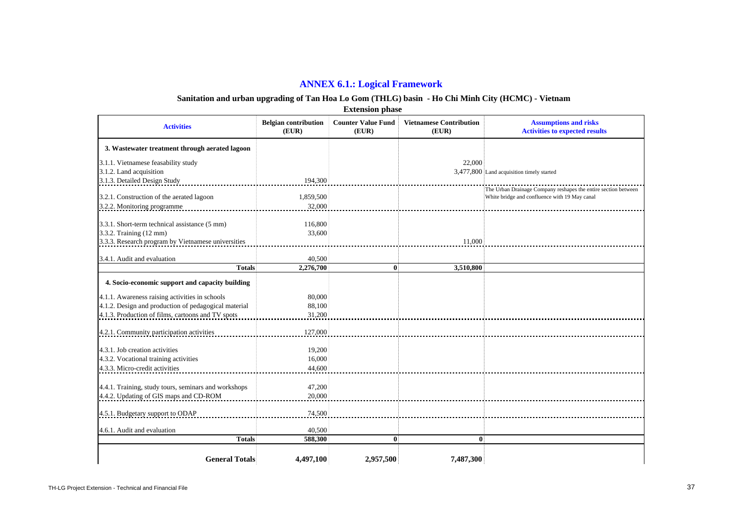# ANNEX 6.1.: Logical Framework

## Sanitation and urban upgrading of Tan Hoa Lo Gom (THLG) basin - Ho Chi Minh City (HCMC) - Vietnam

**Extension phase**

| Activities | Belgian contribution (EUR) | Counter Value Fund (EUR) | Vietnamese Contribution (EUR) | Assumptions and risks Activities to expected results |
|---|---|---|---|---|
| **3. Wastewater treatment through aerated lagoon** | | | | |
| 3.1.1. Vietnamese feasability study | | | 22,000 | |
| 3.1.2. Land acquisition | | | 3,477,800 | Land acquisition timely started |
| 3.1.3. Detailed Design Study | 194,300 | | | |
| 3.2.1. Construction of the aerated lagoon | 1,859,500 | | | The Urban Drainage Company reshapes the entire section between White bridge and confluence with 19 May canal |
| 3.2.2. Monitoring programme | 32,000 | | | |
| 3.3.1. Short-term technical assistance (5 mm) | 116,800 | | | |
| 3.3.2. Training (12 mm) | 33,600 | | | |
| 3.3.3. Research program by Vietnamese universities | | | 11,000 | |
| 3.4.1. Audit and evaluation | 40,500 | | | |
| **Totals** | **2,276,700** | **0** | **3,510,800** | |
| **4. Socio-economic support and capacity building** | | | | |
| 4.1.1. Awareness raising activities in schools | 80,000 | | | |
| 4.1.2. Design and production of pedagogical material | 88,100 | | | |
| 4.1.3. Production of films, cartoons and TV spots | 31,200 | | | |
| 4.2.1. Community participation activities | 127,000 | | | |
| 4.3.1. Job creation activities | 19,200 | | | |
| 4.3.2. Vocational training activities | 16,000 | | | |
| 4.3.3. Micro-credit activities | 44,600 | | | |
| 4.4.1. Training, study tours, seminars and workshops | 47,200 | | | |
| 4.4.2. Updating of GIS maps and CD-ROM | 20,000 | | | |
| 4.5.1. Budgetary support to ODAP | 74,500 | | | |
| 4.6.1. Audit and evaluation | 40,500 | | | |
| **Totals** | **588,300** | **0** | **0** | |
| **General Totals** | **4,497,100** | **2,957,500** | **7,487,300** | |